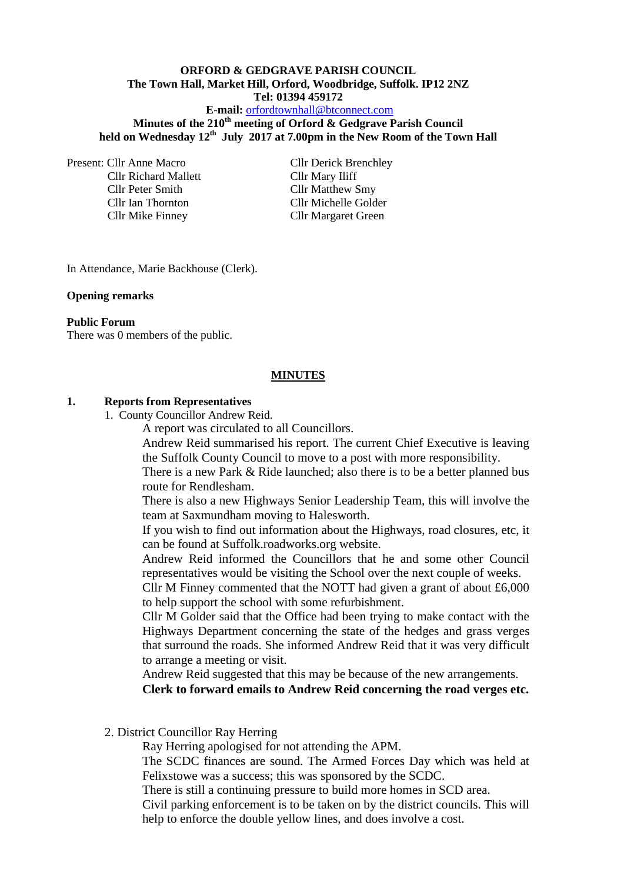**ORFORD & GEDGRAVE PARISH COUNCIL**
**The Town Hall, Market Hill, Orford, Woodbridge, Suffolk. IP12 2NZ**
**Tel: 01394 459172**
**E-mail:** orfordtownhall@btconnect.com

**Minutes of the 210th meeting of Orford & Gedgrave Parish Council held on Wednesday 12th July 2017 at 7.00pm in the New Room of the Town Hall**

Present:
- Cllr Anne Macro
- Cllr Richard Mallett
- Cllr Peter Smith
- Cllr Ian Thornton
- Cllr Mike Finney
- Cllr Derick Brenchley
- Cllr Mary Iliff
- Cllr Matthew Smy
- Cllr Michelle Golder
- Cllr Margaret Green

In Attendance, Marie Backhouse (Clerk).

**Opening remarks**

**Public Forum**
There was 0 members of the public.

**MINUTES**

**1. Reports from Representatives**

1. County Councillor Andrew Reid.

A report was circulated to all Councillors.

Andrew Reid summarised his report. The current Chief Executive is leaving the Suffolk County Council to move to a post with more responsibility.

There is a new Park & Ride launched; also there is to be a better planned bus route for Rendlesham.

There is also a new Highways Senior Leadership Team, this will involve the team at Saxmundham moving to Halesworth.

If you wish to find out information about the Highways, road closures, etc, it can be found at Suffolk.roadworks.org website.

Andrew Reid informed the Councillors that he and some other Council representatives would be visiting the School over the next couple of weeks.

Cllr M Finney commented that the NOTT had given a grant of about £6,000 to help support the school with some refurbishment.

Cllr M Golder said that the Office had been trying to make contact with the Highways Department concerning the state of the hedges and grass verges that surround the roads. She informed Andrew Reid that it was very difficult to arrange a meeting or visit.

Andrew Reid suggested that this may be because of the new arrangements.

**Clerk to forward emails to Andrew Reid concerning the road verges etc.**

2. District Councillor Ray Herring

Ray Herring apologised for not attending the APM.

The SCDC finances are sound. The Armed Forces Day which was held at Felixstowe was a success; this was sponsored by the SCDC.

There is still a continuing pressure to build more homes in SCD area.

Civil parking enforcement is to be taken on by the district councils. This will help to enforce the double yellow lines, and does involve a cost.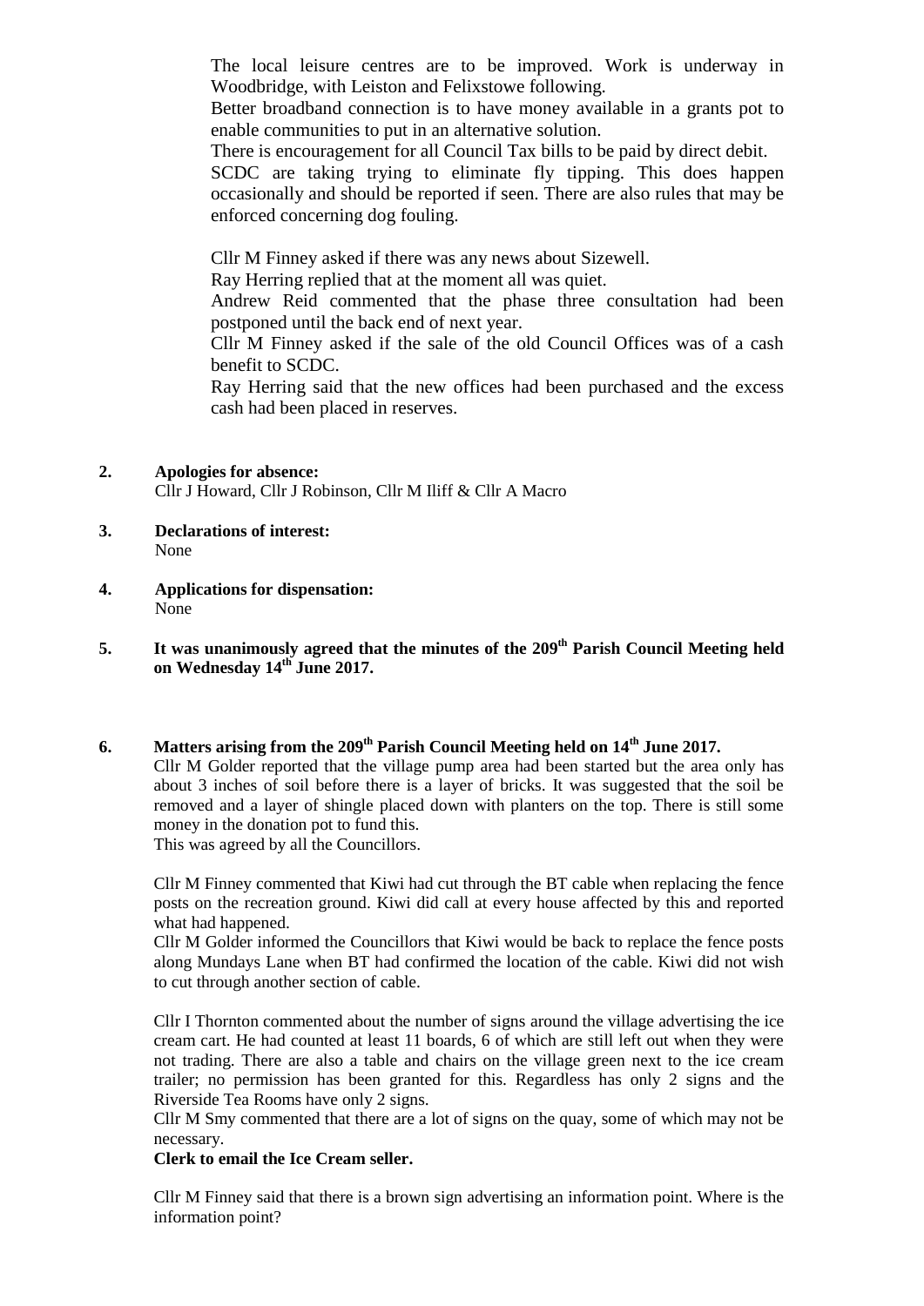The local leisure centres are to be improved. Work is underway in Woodbridge, with Leiston and Felixstowe following.

Better broadband connection is to have money available in a grants pot to enable communities to put in an alternative solution.

There is encouragement for all Council Tax bills to be paid by direct debit.

SCDC are taking trying to eliminate fly tipping. This does happen occasionally and should be reported if seen. There are also rules that may be enforced concerning dog fouling.

Cllr M Finney asked if there was any news about Sizewell.

Ray Herring replied that at the moment all was quiet.

Andrew Reid commented that the phase three consultation had been postponed until the back end of next year.

Cllr M Finney asked if the sale of the old Council Offices was of a cash benefit to SCDC.

Ray Herring said that the new offices had been purchased and the excess cash had been placed in reserves.

**2. Apologies for absence:**

Cllr J Howard, Cllr J Robinson, Cllr M Iliff & Cllr A Macro

**3. Declarations of interest:**

None

**4. Applications for dispensation:**

None

**5. It was unanimously agreed that the minutes of the 209th Parish Council Meeting held on Wednesday 14th June 2017.**

**6. Matters arising from the 209th Parish Council Meeting held on 14th June 2017.**

Cllr M Golder reported that the village pump area had been started but the area only has about 3 inches of soil before there is a layer of bricks. It was suggested that the soil be removed and a layer of shingle placed down with planters on the top. There is still some money in the donation pot to fund this.

This was agreed by all the Councillors.

Cllr M Finney commented that Kiwi had cut through the BT cable when replacing the fence posts on the recreation ground. Kiwi did call at every house affected by this and reported what had happened.

Cllr M Golder informed the Councillors that Kiwi would be back to replace the fence posts along Mundays Lane when BT had confirmed the location of the cable. Kiwi did not wish to cut through another section of cable.

Cllr I Thornton commented about the number of signs around the village advertising the ice cream cart. He had counted at least 11 boards, 6 of which are still left out when they were not trading. There are also a table and chairs on the village green next to the ice cream trailer; no permission has been granted for this. Regardless has only 2 signs and the Riverside Tea Rooms have only 2 signs.

Cllr M Smy commented that there are a lot of signs on the quay, some of which may not be necessary.

**Clerk to email the Ice Cream seller.**

Cllr M Finney said that there is a brown sign advertising an information point. Where is the information point?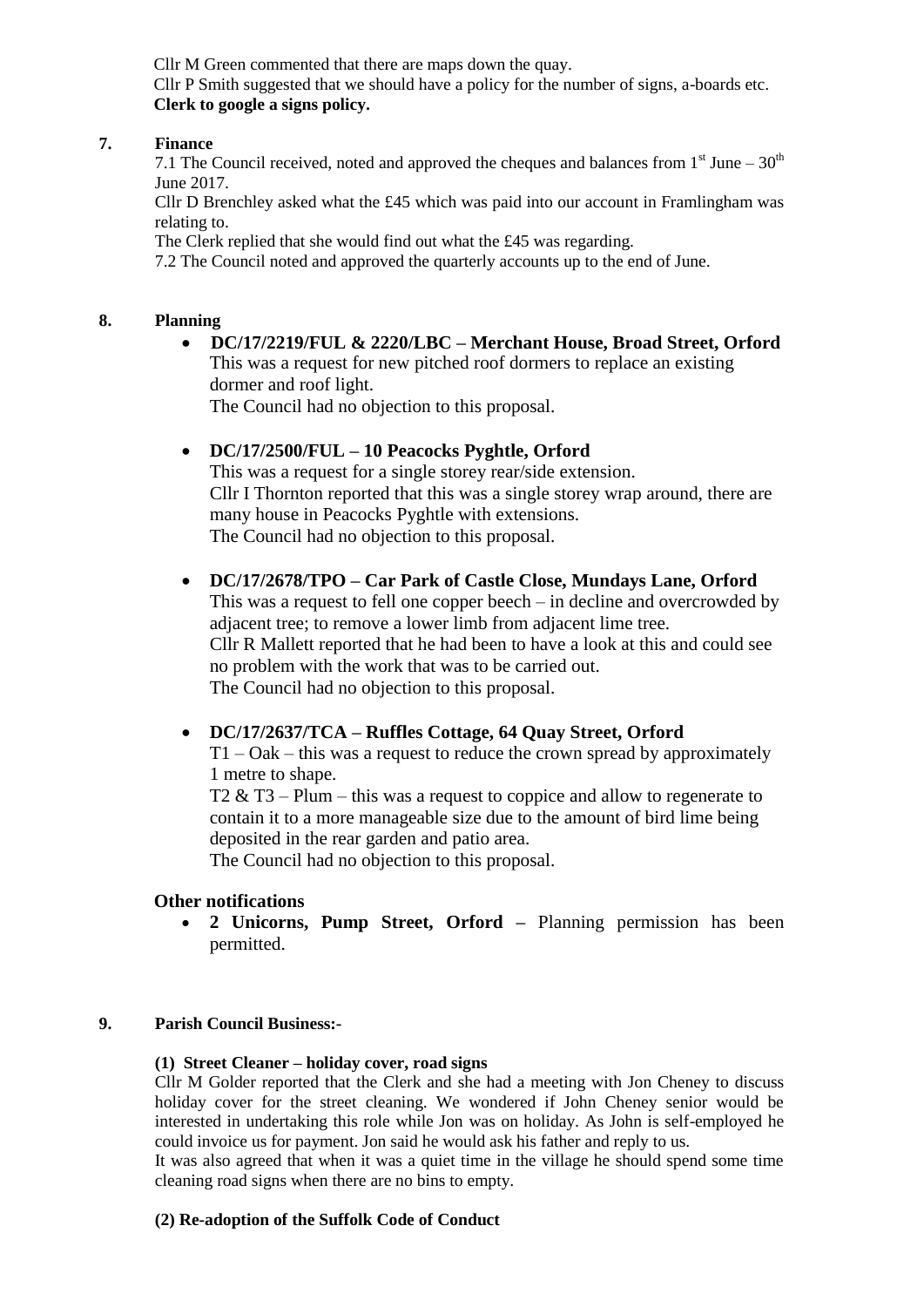Cllr M Green commented that there are maps down the quay.
Cllr P Smith suggested that we should have a policy for the number of signs, a-boards etc.
**Clerk to google a signs policy.**

**7. Finance**

7.1 The Council received, noted and approved the cheques and balances from 1st June – 30th June 2017.

Cllr D Brenchley asked what the £45 which was paid into our account in Framlingham was relating to.

The Clerk replied that she would find out what the £45 was regarding.

7.2 The Council noted and approved the quarterly accounts up to the end of June.

**8. Planning**

- **DC/17/2219/FUL & 2220/LBC – Merchant House, Broad Street, Orford**
  This was a request for new pitched roof dormers to replace an existing dormer and roof light.
  The Council had no objection to this proposal.

- **DC/17/2500/FUL – 10 Peacocks Pyghtle, Orford**
  This was a request for a single storey rear/side extension.
  Cllr I Thornton reported that this was a single storey wrap around, there are many house in Peacocks Pyghtle with extensions.
  The Council had no objection to this proposal.

- **DC/17/2678/TPO – Car Park of Castle Close, Mundays Lane, Orford**
  This was a request to fell one copper beech – in decline and overcrowded by adjacent tree; to remove a lower limb from adjacent lime tree.
  Cllr R Mallett reported that he had been to have a look at this and could see no problem with the work that was to be carried out.
  The Council had no objection to this proposal.

- **DC/17/2637/TCA – Ruffles Cottage, 64 Quay Street, Orford**
  T1 – Oak – this was a request to reduce the crown spread by approximately 1 metre to shape.
  T2 & T3 – Plum – this was a request to coppice and allow to regenerate to contain it to a more manageable size due to the amount of bird lime being deposited in the rear garden and patio area.
  The Council had no objection to this proposal.

**Other notifications**

- **2 Unicorns, Pump Street, Orford –** Planning permission has been permitted.

**9. Parish Council Business:-**

**(1) Street Cleaner – holiday cover, road signs**

Cllr M Golder reported that the Clerk and she had a meeting with Jon Cheney to discuss holiday cover for the street cleaning. We wondered if John Cheney senior would be interested in undertaking this role while Jon was on holiday. As John is self-employed he could invoice us for payment. Jon said he would ask his father and reply to us.

It was also agreed that when it was a quiet time in the village he should spend some time cleaning road signs when there are no bins to empty.

**(2) Re-adoption of the Suffolk Code of Conduct**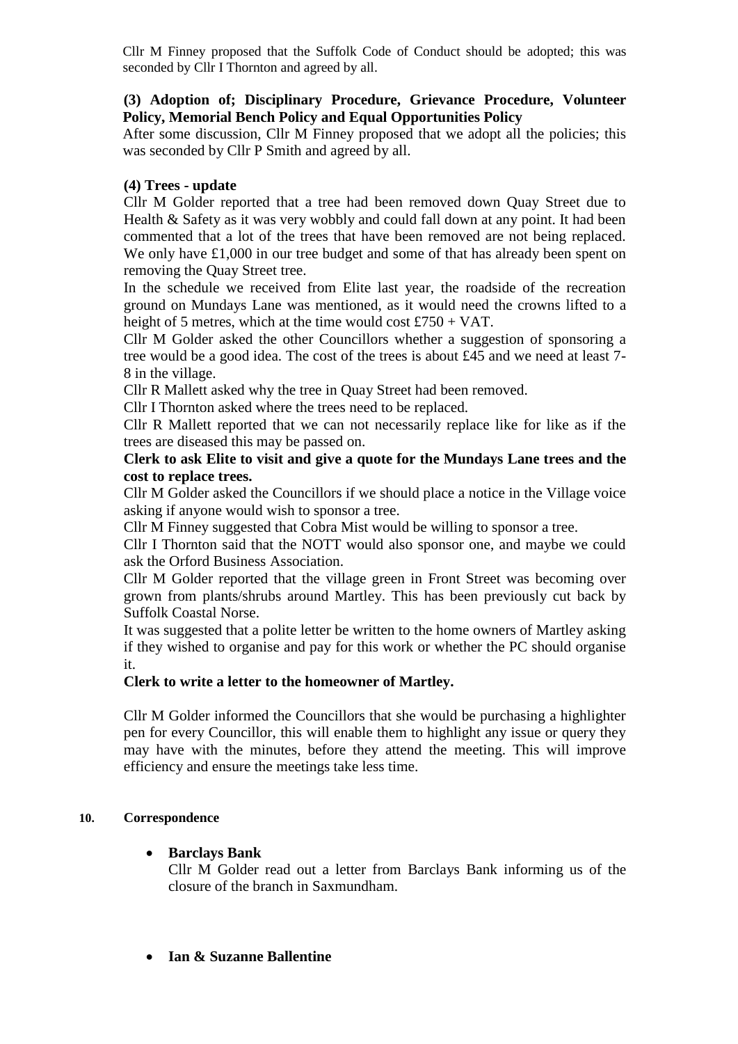Cllr M Finney proposed that the Suffolk Code of Conduct should be adopted; this was seconded by Cllr I Thornton and agreed by all.

**(3) Adoption of; Disciplinary Procedure, Grievance Procedure, Volunteer Policy, Memorial Bench Policy and Equal Opportunities Policy**

After some discussion, Cllr M Finney proposed that we adopt all the policies; this was seconded by Cllr P Smith and agreed by all.

**(4) Trees - update**

Cllr M Golder reported that a tree had been removed down Quay Street due to Health & Safety as it was very wobbly and could fall down at any point. It had been commented that a lot of the trees that have been removed are not being replaced. We only have £1,000 in our tree budget and some of that has already been spent on removing the Quay Street tree.

In the schedule we received from Elite last year, the roadside of the recreation ground on Mundays Lane was mentioned, as it would need the crowns lifted to a height of 5 metres, which at the time would cost £750 + VAT.

Cllr M Golder asked the other Councillors whether a suggestion of sponsoring a tree would be a good idea. The cost of the trees is about £45 and we need at least 7-8 in the village.

Cllr R Mallett asked why the tree in Quay Street had been removed.

Cllr I Thornton asked where the trees need to be replaced.

Cllr R Mallett reported that we can not necessarily replace like for like as if the trees are diseased this may be passed on.

**Clerk to ask Elite to visit and give a quote for the Mundays Lane trees and the cost to replace trees.**

Cllr M Golder asked the Councillors if we should place a notice in the Village voice asking if anyone would wish to sponsor a tree.

Cllr M Finney suggested that Cobra Mist would be willing to sponsor a tree.

Cllr I Thornton said that the NOTT would also sponsor one, and maybe we could ask the Orford Business Association.

Cllr M Golder reported that the village green in Front Street was becoming over grown from plants/shrubs around Martley. This has been previously cut back by Suffolk Coastal Norse.

It was suggested that a polite letter be written to the home owners of Martley asking if they wished to organise and pay for this work or whether the PC should organise it.

**Clerk to write a letter to the homeowner of Martley.**

Cllr M Golder informed the Councillors that she would be purchasing a highlighter pen for every Councillor, this will enable them to highlight any issue or query they may have with the minutes, before they attend the meeting. This will improve efficiency and ensure the meetings take less time.

**10. Correspondence**

- **Barclays Bank**

  Cllr M Golder read out a letter from Barclays Bank informing us of the closure of the branch in Saxmundham.

- **Ian & Suzanne Ballentine**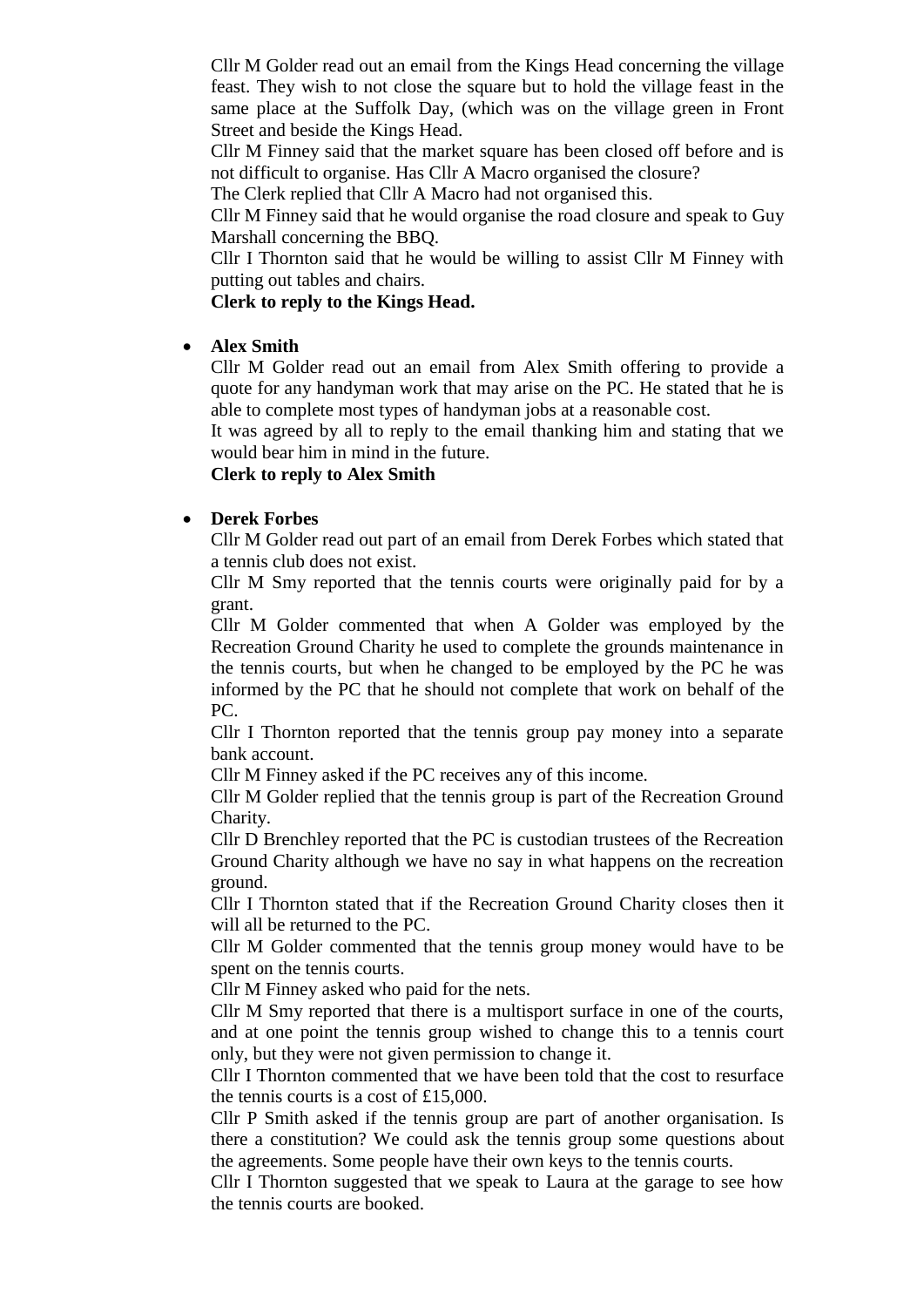Cllr M Golder read out an email from the Kings Head concerning the village feast. They wish to not close the square but to hold the village feast in the same place at the Suffolk Day, (which was on the village green in Front Street and beside the Kings Head.

Cllr M Finney said that the market square has been closed off before and is not difficult to organise. Has Cllr A Macro organised the closure?

The Clerk replied that Cllr A Macro had not organised this.

Cllr M Finney said that he would organise the road closure and speak to Guy Marshall concerning the BBQ.

Cllr I Thornton said that he would be willing to assist Cllr M Finney with putting out tables and chairs.

**Clerk to reply to the Kings Head.**

- **Alex Smith**

  Cllr M Golder read out an email from Alex Smith offering to provide a quote for any handyman work that may arise on the PC. He stated that he is able to complete most types of handyman jobs at a reasonable cost.

  It was agreed by all to reply to the email thanking him and stating that we would bear him in mind in the future.

  **Clerk to reply to Alex Smith**

- **Derek Forbes**

  Cllr M Golder read out part of an email from Derek Forbes which stated that a tennis club does not exist.

  Cllr M Smy reported that the tennis courts were originally paid for by a grant.

  Cllr M Golder commented that when A Golder was employed by the Recreation Ground Charity he used to complete the grounds maintenance in the tennis courts, but when he changed to be employed by the PC he was informed by the PC that he should not complete that work on behalf of the PC.

  Cllr I Thornton reported that the tennis group pay money into a separate bank account.

  Cllr M Finney asked if the PC receives any of this income.

  Cllr M Golder replied that the tennis group is part of the Recreation Ground Charity.

  Cllr D Brenchley reported that the PC is custodian trustees of the Recreation Ground Charity although we have no say in what happens on the recreation ground.

  Cllr I Thornton stated that if the Recreation Ground Charity closes then it will all be returned to the PC.

  Cllr M Golder commented that the tennis group money would have to be spent on the tennis courts.

  Cllr M Finney asked who paid for the nets.

  Cllr M Smy reported that there is a multisport surface in one of the courts, and at one point the tennis group wished to change this to a tennis court only, but they were not given permission to change it.

  Cllr I Thornton commented that we have been told that the cost to resurface the tennis courts is a cost of £15,000.

  Cllr P Smith asked if the tennis group are part of another organisation. Is there a constitution? We could ask the tennis group some questions about the agreements. Some people have their own keys to the tennis courts.

  Cllr I Thornton suggested that we speak to Laura at the garage to see how the tennis courts are booked.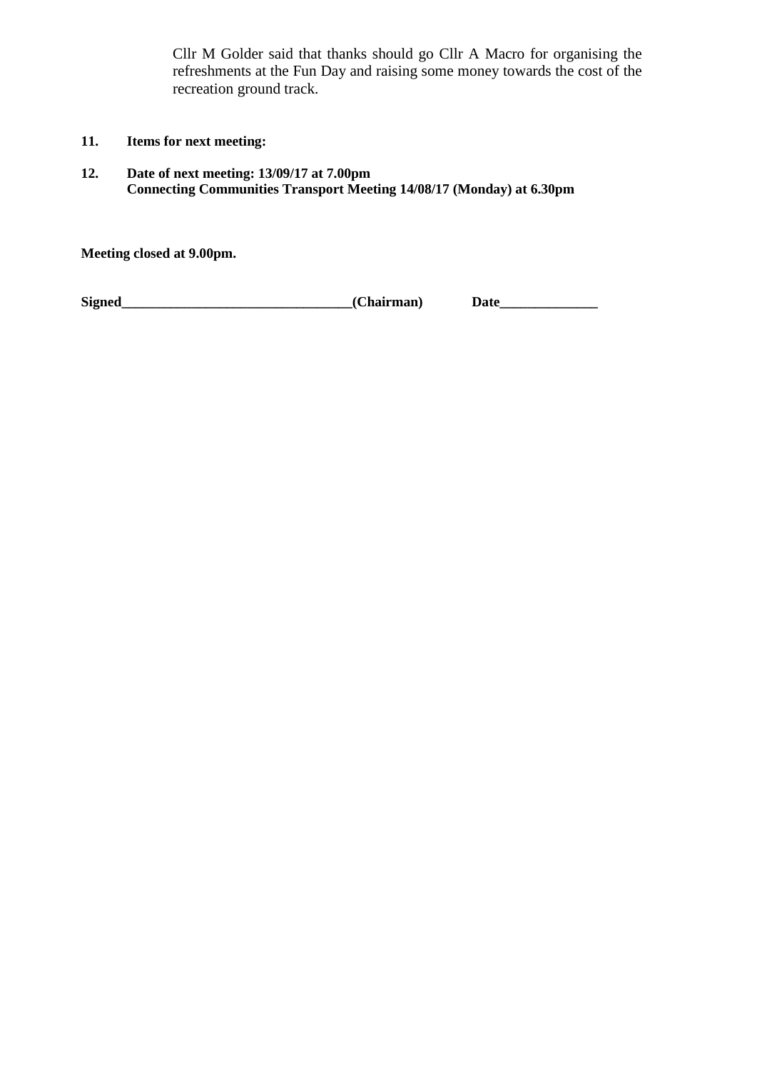Cllr M Golder said that thanks should go Cllr A Macro for organising the refreshments at the Fun Day and raising some money towards the cost of the recreation ground track.

**11. Items for next meeting:**

**12. Date of next meeting: 13/09/17 at 7.00pm**
**Connecting Communities Transport Meeting 14/08/17 (Monday) at 6.30pm**

**Meeting closed at 9.00pm.**

**Signed_________________________________(Chairman) Date______________**